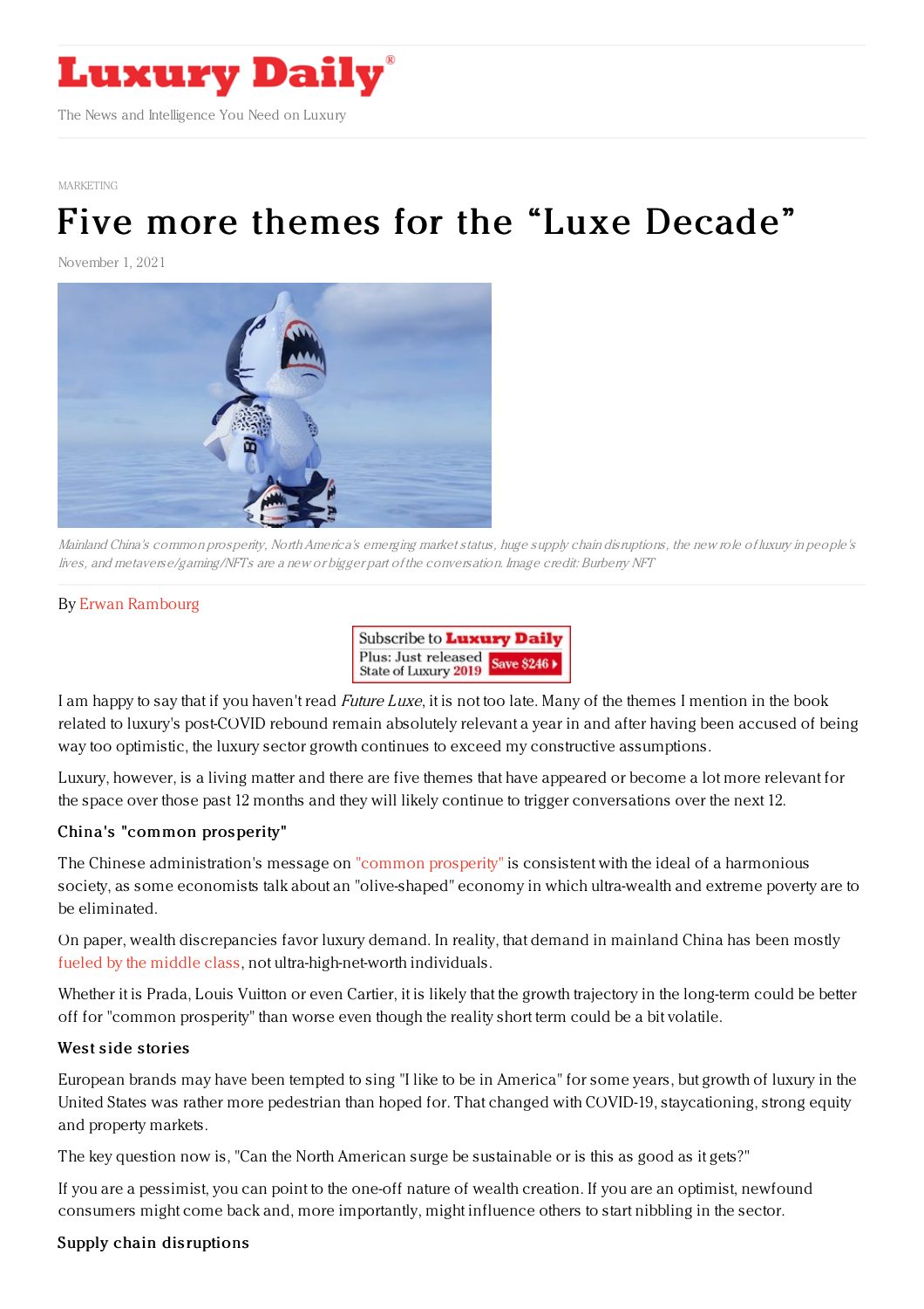MARKETING

# Five more themes for the “Luxe Decade”

November 1, 2021

*Mainland China's common prosperity, North America's emerging market status, huge supply chain disruptions, the new role of luxury in people's lives, and metaverse/gaming/NFTs are a new or bigger part of the conversation. Image credit: Burberry NFT*

By Erwan Rambourg

I am happy to say that if you haven't read *Future Luxe*, it is not too late. Many of the themes I mention in the book related to luxury's post-COVID rebound remain absolutely relevant a year in and after having been accused of being way too optimistic, the luxury sector growth continues to exceed my constructive assumptions.

Luxury, however, is a living matter and there are five themes that have appeared or become a lot more relevant for the space over those past 12 months and they will likely continue to trigger conversations over the next 12.

### China's "common prosperity"

The Chinese administration's message on "common prosperity" is consistent with the ideal of a harmonious society, as some economists talk about an "olive-shaped" economy in which ultra-wealth and extreme poverty are to be eliminated.

On paper, wealth discrepancies favor luxury demand. In reality, that demand in mainland China has been mostly fueled by the middle class, not ultra-high-net-worth individuals.

Whether it is Prada, Louis Vuitton or even Cartier, it is likely that the growth trajectory in the long-term could be better off for "common prosperity" than worse even though the reality short term could be a bit volatile.

### West side stories

European brands may have been tempted to sing "I like to be in America" for some years, but growth of luxury in the United States was rather more pedestrian than hoped for. That changed with COVID-19, staycationing, strong equity and property markets.

The key question now is, "Can the North American surge be sustainable or is this as good as it gets?"

If you are a pessimist, you can point to the one-off nature of wealth creation. If you are an optimist, newfound consumers might come back and, more importantly, might influence others to start nibbling in the sector.

### Supply chain disruptions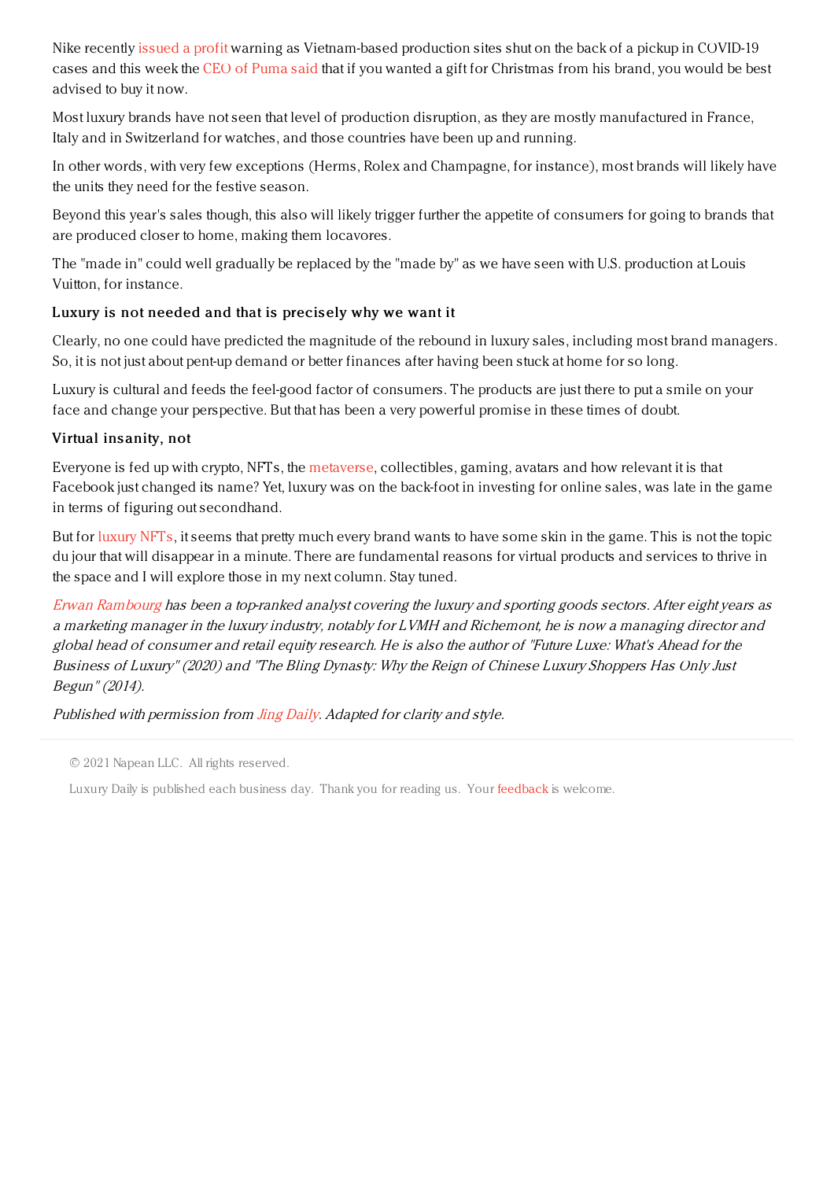Nike recently issued a profit warning as Vietnam-based production sites shut on the back of a pickup in COVID-19 cases and this week the CEO of Puma said that if you wanted a gift for Christmas from his brand, you would be best advised to buy it now.

Most luxury brands have not seen that level of production disruption, as they are mostly manufactured in France, Italy and in Switzerland for watches, and those countries have been up and running.

In other words, with very few exceptions (Herms, Rolex and Champagne, for instance), most brands will likely have the units they need for the festive season.

Beyond this year's sales though, this also will likely trigger further the appetite of consumers for going to brands that are produced closer to home, making them locavores.

The "made in" could well gradually be replaced by the "made by" as we have seen with U.S. production at Louis Vuitton, for instance.

### Luxury is not needed and that is precisely why we want it

Clearly, no one could have predicted the magnitude of the rebound in luxury sales, including most brand managers. So, it is not just about pent-up demand or better finances after having been stuck at home for so long.

Luxury is cultural and feeds the feel-good factor of consumers. The products are just there to put a smile on your face and change your perspective. But that has been a very powerful promise in these times of doubt.

### Virtual insanity, not

Everyone is fed up with crypto, NFTs, the metaverse, collectibles, gaming, avatars and how relevant it is that Facebook just changed its name? Yet, luxury was on the back-foot in investing for online sales, was late in the game in terms of figuring out secondhand.

But for luxury NFTs, it seems that pretty much every brand wants to have some skin in the game. This is not the topic du jour that will disappear in a minute. There are fundamental reasons for virtual products and services to thrive in the space and I will explore those in my next column. Stay tuned.

*Erwan Rambourg has been a top-ranked analyst covering the luxury and sporting goods sectors. After eight years as a marketing manager in the luxury industry, notably for LVMH and Richemont, he is now a managing director and global head of consumer and retail equity research. He is also the author of "Future Luxe: What's Ahead for the Business of Luxury" (2020) and "The Bling Dynasty: Why the Reign of Chinese Luxury Shoppers Has Only Just Begun" (2014).*

*Published with permission from Jing Daily. Adapted for clarity and style.*

© 2021 Napean LLC. All rights reserved.

Luxury Daily is published each business day. Thank you for reading us. Your feedback is welcome.